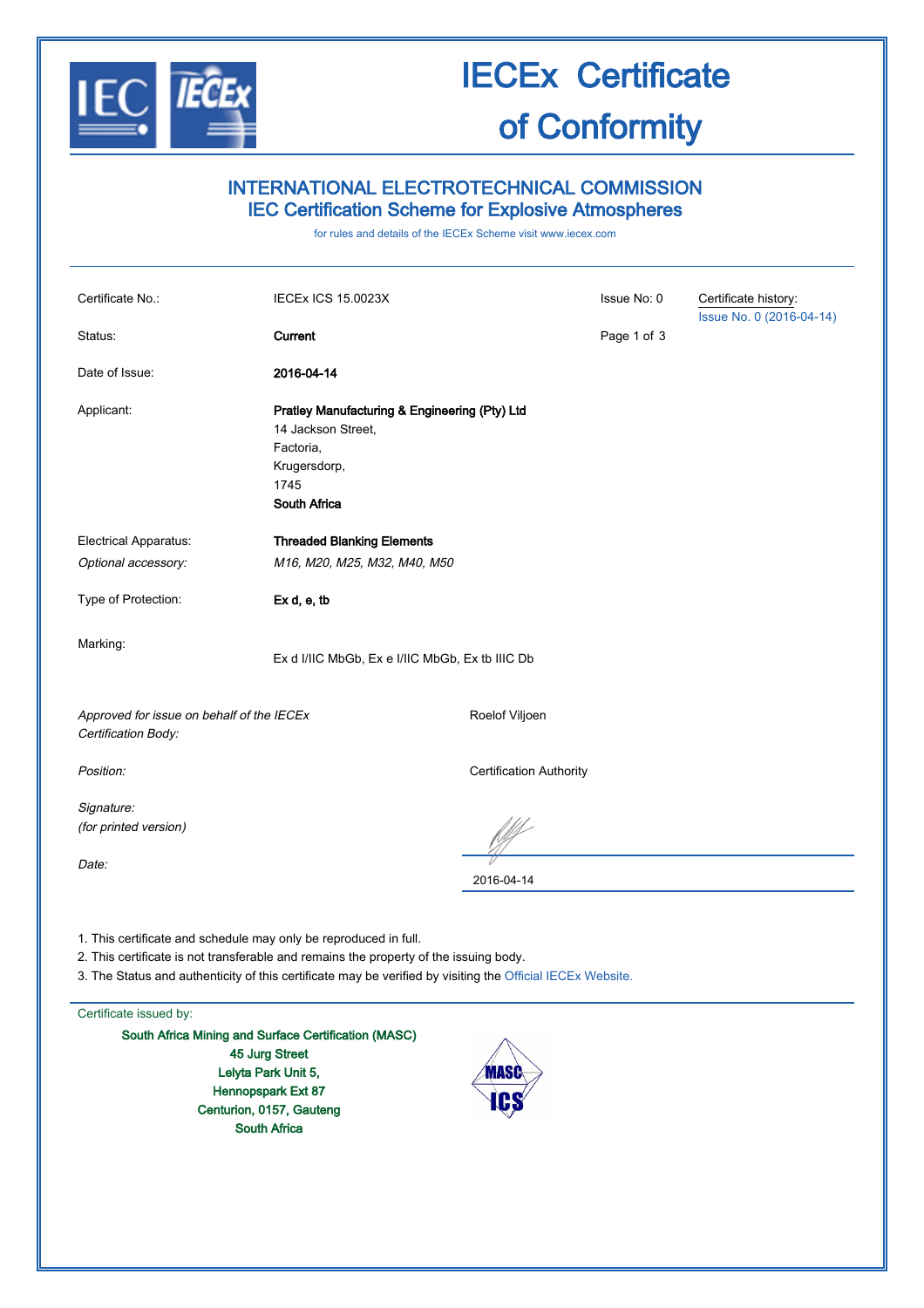# IECEx Certificate of Conformity

## INTERNATIONAL ELECTROTECHNICAL COMMISSION
## IEC Certification Scheme for Explosive Atmospheres

for rules and details of the IECEx Scheme visit www.iecex.com

| | | | |
|---|---|---|---|
| Certificate No.: | IECEx ICS 15.0023X | Issue No: 0 | Certificate history: Issue No. 0 (2016-04-14) |
| Status: | **Current** | | |
| Date of Issue: | **2016-04-14** | | |
| Applicant: | **Pratley Manufacturing & Engineering (Pty) Ltd**<br>14 Jackson Street,<br>Factoria,<br>Krugersdorp,<br>1745<br>**South Africa** | | |
| Electrical Apparatus: | **Threaded Blanking Elements** | | |
| *Optional accessory:* | *M16, M20, M25, M32, M40, M50* | | |
| Type of Protection: | **Ex d, e, tb** | | |
| Marking: | Ex d I/IIC MbGb, Ex e I/IIC MbGb, Ex tb IIIC Db | | |

*Approved for issue on behalf of the IECEx Certification Body:* Roelof Viljoen

*Position:* Certification Authority

*Signature:*
*(for printed version)*

*Date:* 2016-04-14

1. This certificate and schedule may only be reproduced in full.
2. This certificate is not transferable and remains the property of the issuing body.
3. The Status and authenticity of this certificate may be verified by visiting the Official IECEx Website.

Certificate issued by:

**South Africa Mining and Surface Certification (MASC)**
**45 Jurg Street**
**Lelyta Park Unit 5,**
**Hennopspark Ext 87**
**Centurion, 0157, Gauteng**
**South Africa**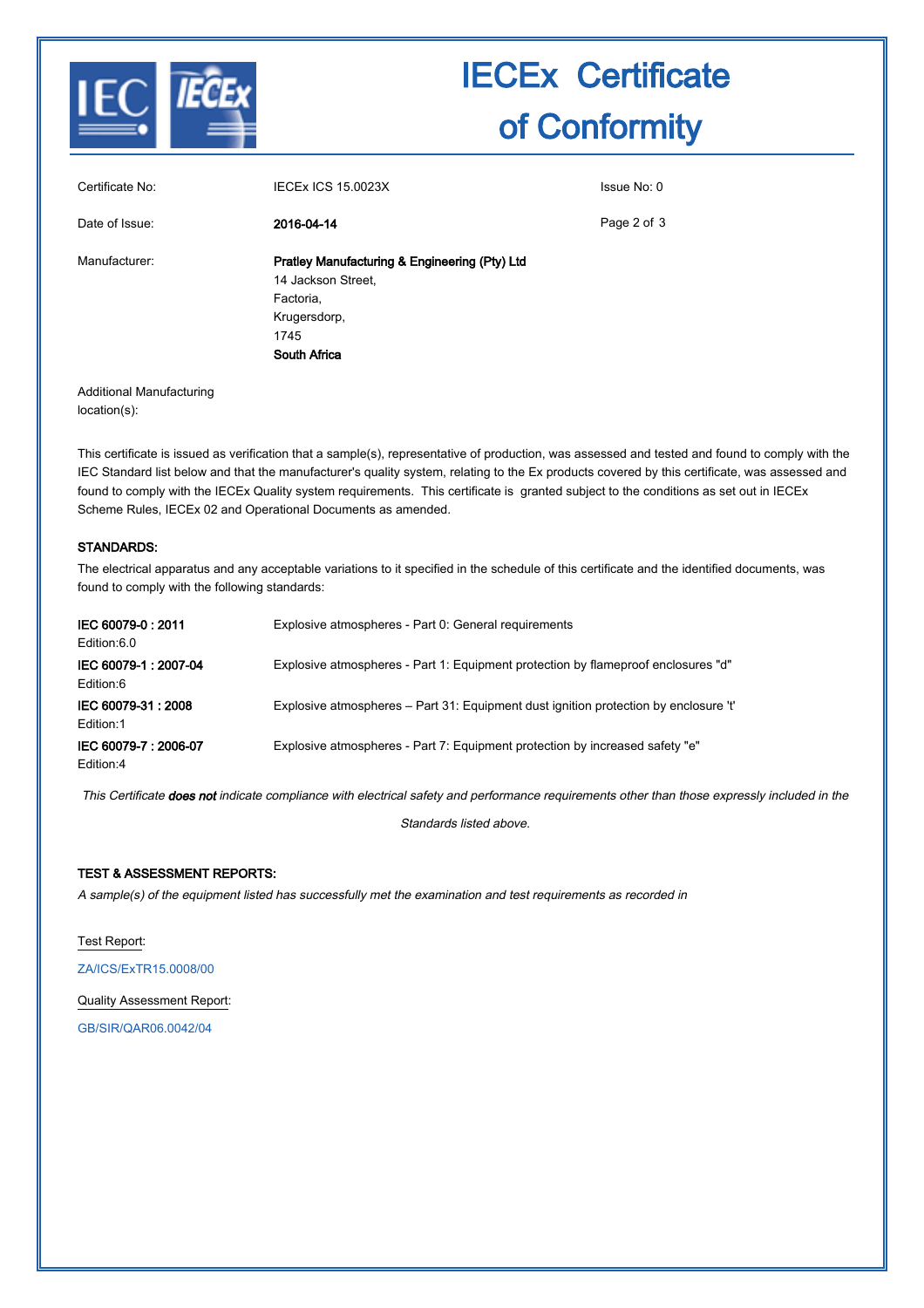# IECEx Certificate of Conformity

| | | |
|---|---|---|
| Certificate No: | IECEx ICS 15.0023X | Issue No: 0 |
| Date of Issue: | **2016-04-14** | |
| Manufacturer: | **Pratley Manufacturing & Engineering (Pty) Ltd**<br>14 Jackson Street,<br>Factoria,<br>Krugersdorp,<br>1745<br>**South Africa** | |
| Additional Manufacturing location(s): | | |

This certificate is issued as verification that a sample(s), representative of production, was assessed and tested and found to comply with the IEC Standard list below and that the manufacturer's quality system, relating to the Ex products covered by this certificate, was assessed and found to comply with the IECEx Quality system requirements. This certificate is granted subject to the conditions as set out in IECEx Scheme Rules, IECEx 02 and Operational Documents as amended.

## STANDARDS:

The electrical apparatus and any acceptable variations to it specified in the schedule of this certificate and the identified documents, was found to comply with the following standards:

| | |
|---|---|
| **IEC 60079-0 : 2011**<br>Edition:6.0 | Explosive atmospheres - Part 0: General requirements |
| **IEC 60079-1 : 2007-04**<br>Edition:6 | Explosive atmospheres - Part 1: Equipment protection by flameproof enclosures "d" |
| **IEC 60079-31 : 2008**<br>Edition:1 | Explosive atmospheres – Part 31: Equipment dust ignition protection by enclosure 't' |
| **IEC 60079-7 : 2006-07**<br>Edition:4 | Explosive atmospheres - Part 7: Equipment protection by increased safety "e" |

*This Certificate **does not** indicate compliance with electrical safety and performance requirements other than those expressly included in the Standards listed above.*

## TEST & ASSESSMENT REPORTS:

*A sample(s) of the equipment listed has successfully met the examination and test requirements as recorded in*

Test Report:

ZA/ICS/ExTR15.0008/00

Quality Assessment Report:

GB/SIR/QAR06.0042/04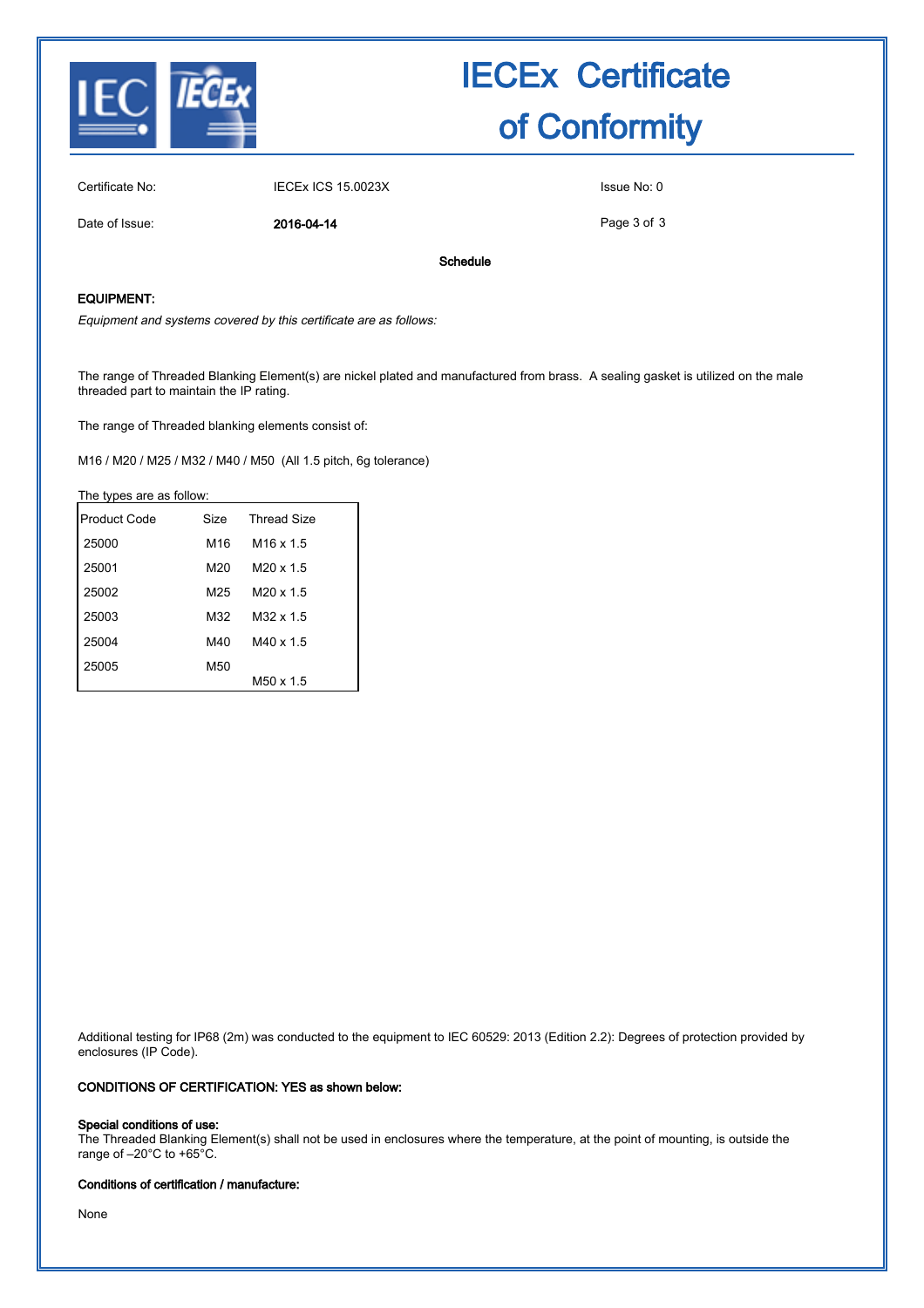# IECEx Certificate of Conformity

Certificate No: IECEx ICS 15.0023X

Issue No: 0

Date of Issue: **2016-04-14**

**Schedule**

**EQUIPMENT:**

*Equipment and systems covered by this certificate are as follows:*

The range of Threaded Blanking Element(s) are nickel plated and manufactured from brass. A sealing gasket is utilized on the male threaded part to maintain the IP rating.

The range of Threaded blanking elements consist of:

M16 / M20 / M25 / M32 / M40 / M50 (All 1.5 pitch, 6g tolerance)

The types are as follow:

| Product Code | Size | Thread Size |
|---|---|---|
| 25000 | M16 | M16 x 1.5 |
| 25001 | M20 | M20 x 1.5 |
| 25002 | M25 | M20 x 1.5 |
| 25003 | M32 | M32 x 1.5 |
| 25004 | M40 | M40 x 1.5 |
| 25005 | M50 | M50 x 1.5 |

Additional testing for IP68 (2m) was conducted to the equipment to IEC 60529: 2013 (Edition 2.2): Degrees of protection provided by enclosures (IP Code).

**CONDITIONS OF CERTIFICATION: YES as shown below:**

**Special conditions of use:**
The Threaded Blanking Element(s) shall not be used in enclosures where the temperature, at the point of mounting, is outside the range of –20°C to +65°C.

**Conditions of certification / manufacture:**

None